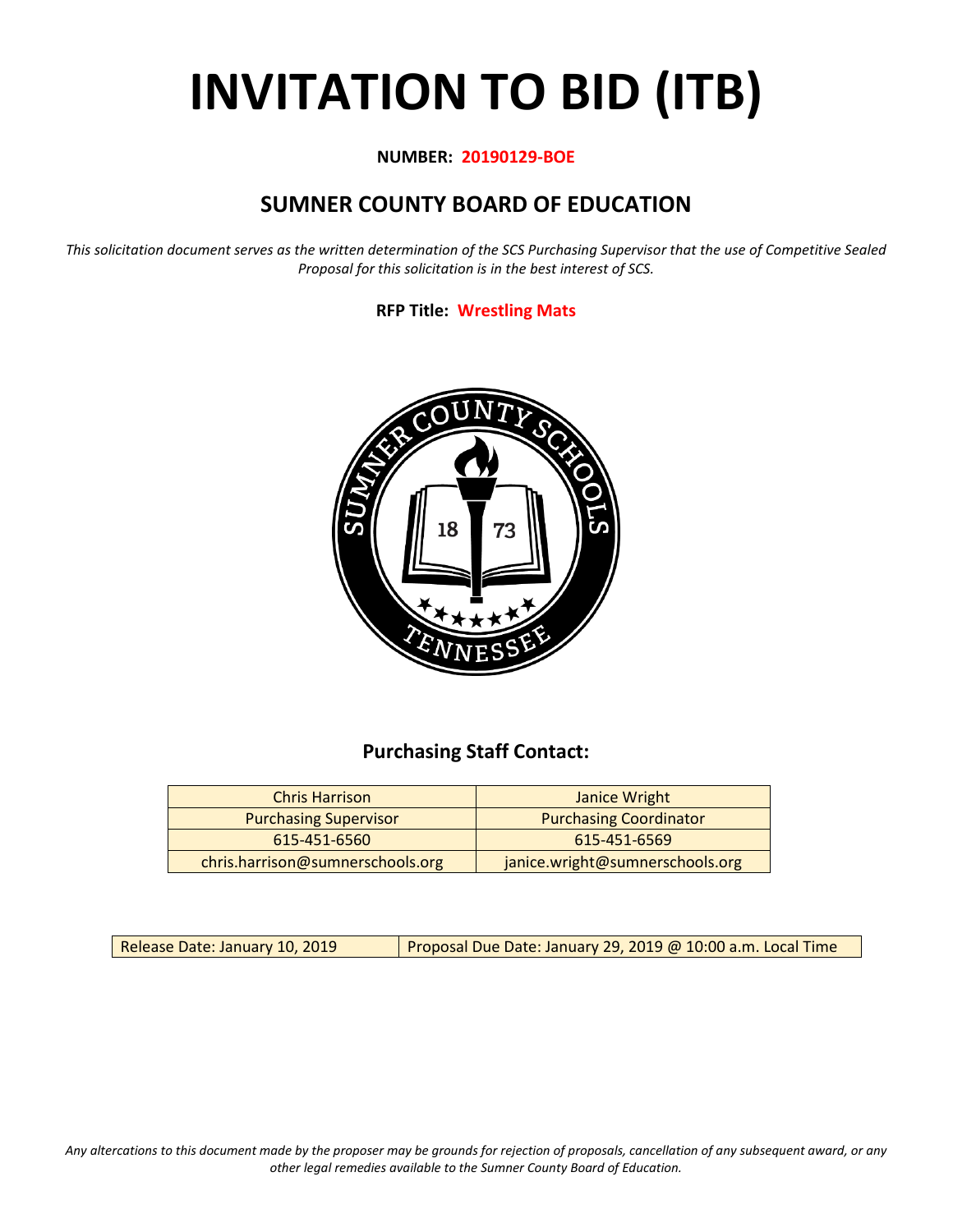# INVITATION TO BID (ITB)

**NUMBER: 20190129-BOE**

## SUMNER COUNTY BOARD OF EDUCATION

*This solicitation document serves as the written determination of the SCS Purchasing Supervisor that the use of Competitive Sealed Proposal for this solicitation is in the best interest of SCS.*

**RFP Title: Wrestling Mats**

### Purchasing Staff Contact:

| Chris Harrison | Janice Wright |
|---|---|
| Purchasing Supervisor | Purchasing Coordinator |
| 615-451-6560 | 615-451-6569 |
| chris.harrison@sumnerschools.org | janice.wright@sumnerschools.org |

| Release Date: January 10, 2019 | Proposal Due Date: January 29, 2019 @ 10:00 a.m. Local Time |
|---|---|

*Any altercations to this document made by the proposer may be grounds for rejection of proposals, cancellation of any subsequent award, or any other legal remedies available to the Sumner County Board of Education.*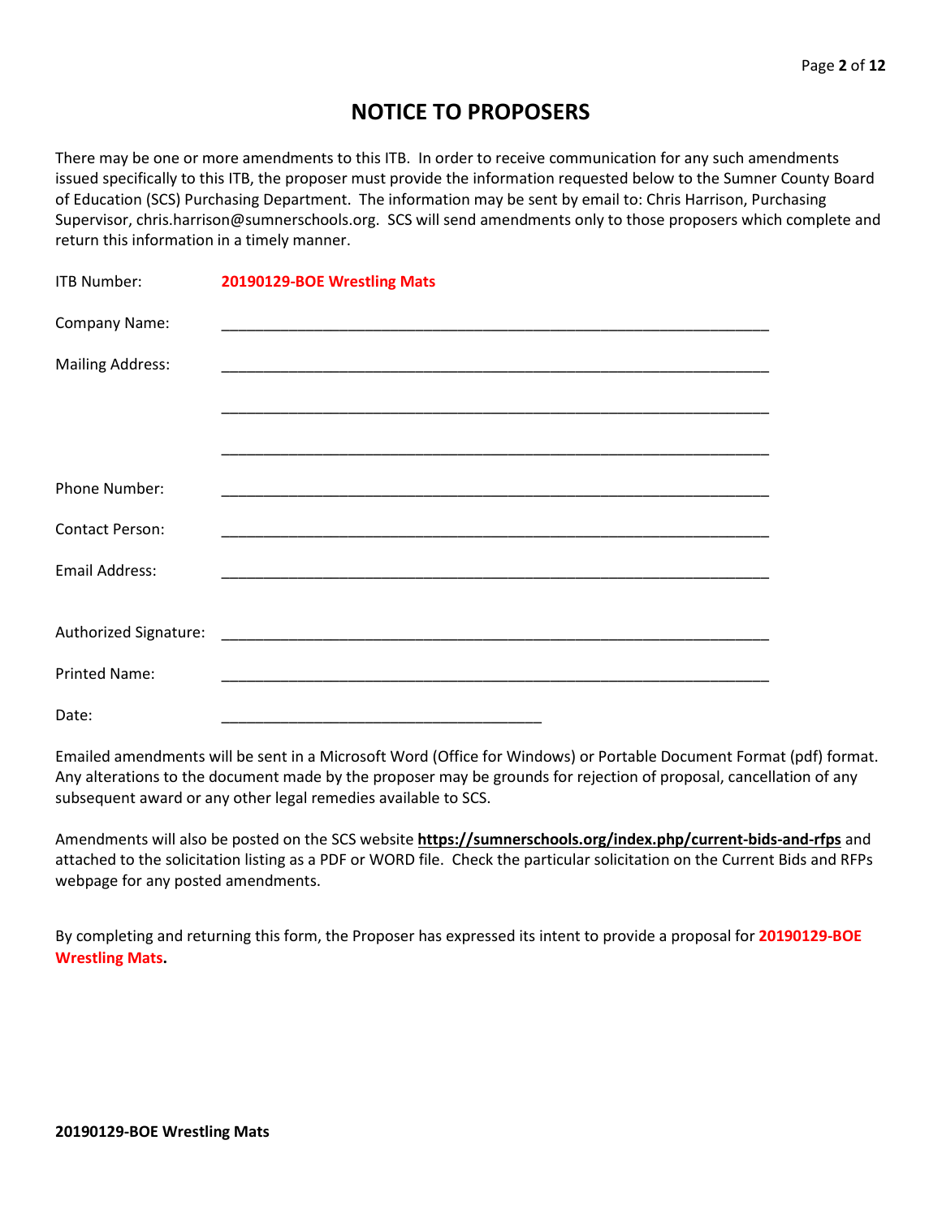# NOTICE TO PROPOSERS

There may be one or more amendments to this ITB. In order to receive communication for any such amendments issued specifically to this ITB, the proposer must provide the information requested below to the Sumner County Board of Education (SCS) Purchasing Department. The information may be sent by email to: Chris Harrison, Purchasing Supervisor, chris.harrison@sumnerschools.org. SCS will send amendments only to those proposers which complete and return this information in a timely manner.

ITB Number: **20190129-BOE Wrestling Mats**

Company Name: ____________________________________________________________________

Mailing Address: ____________________________________________________________________

____________________________________________________________________

____________________________________________________________________

Phone Number: ____________________________________________________________________

Contact Person: ____________________________________________________________________

Email Address: ____________________________________________________________________

Authorized Signature: ____________________________________________________________________

Printed Name: ____________________________________________________________________

Date: ________________________________________

Emailed amendments will be sent in a Microsoft Word (Office for Windows) or Portable Document Format (pdf) format. Any alterations to the document made by the proposer may be grounds for rejection of proposal, cancellation of any subsequent award or any other legal remedies available to SCS.

Amendments will also be posted on the SCS website **https://sumnerschools.org/index.php/current-bids-and-rfps** and attached to the solicitation listing as a PDF or WORD file. Check the particular solicitation on the Current Bids and RFPs webpage for any posted amendments.

By completing and returning this form, the Proposer has expressed its intent to provide a proposal for **20190129-BOE Wrestling Mats.**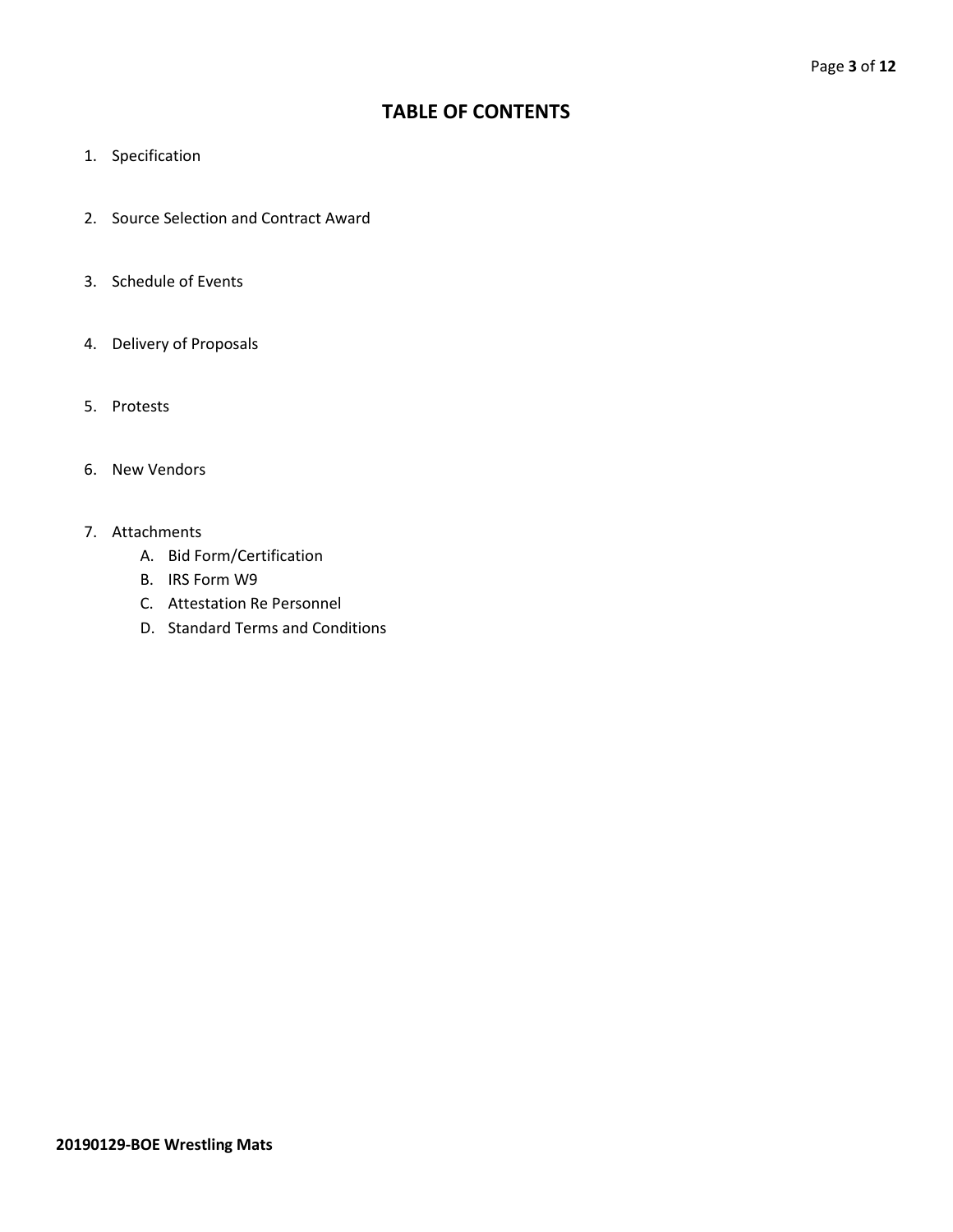# TABLE OF CONTENTS

1. Specification
2. Source Selection and Contract Award
3. Schedule of Events
4. Delivery of Proposals
5. Protests
6. New Vendors
7. Attachments
   A. Bid Form/Certification
   B. IRS Form W9
   C. Attestation Re Personnel
   D. Standard Terms and Conditions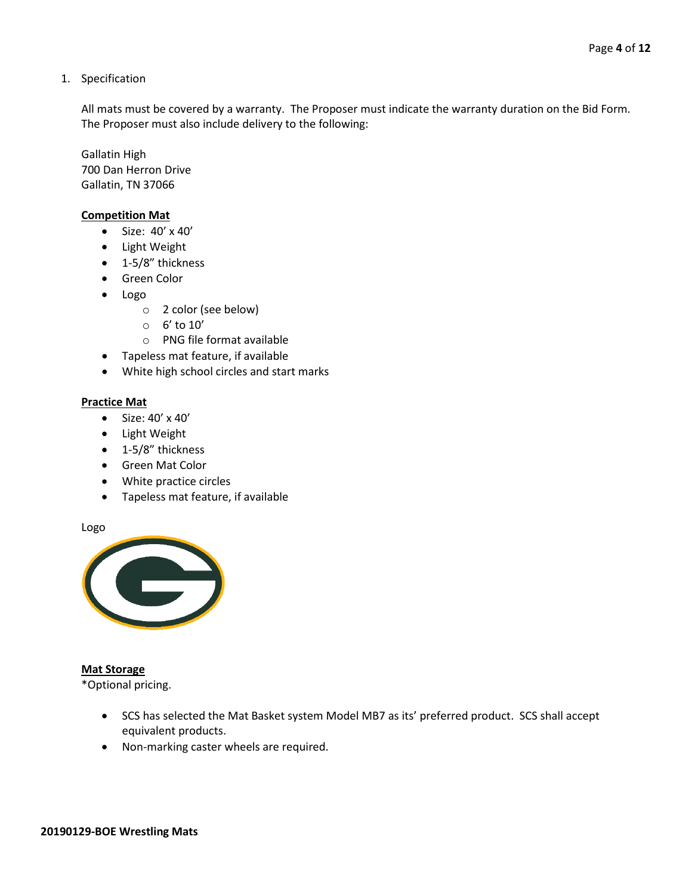1. Specification

All mats must be covered by a warranty. The Proposer must indicate the warranty duration on the Bid Form. The Proposer must also include delivery to the following:

Gallatin High
700 Dan Herron Drive
Gallatin, TN 37066

**Competition Mat**

- Size: 40' x 40'
- Light Weight
- 1-5/8" thickness
- Green Color
- Logo
  - 2 color (see below)
  - 6' to 10'
  - PNG file format available
- Tapeless mat feature, if available
- White high school circles and start marks

**Practice Mat**

- Size: 40' x 40'
- Light Weight
- 1-5/8" thickness
- Green Mat Color
- White practice circles
- Tapeless mat feature, if available

Logo

**Mat Storage**
*Optional pricing.

- SCS has selected the Mat Basket system Model MB7 as its' preferred product. SCS shall accept equivalent products.
- Non-marking caster wheels are required.

**20190129-BOE Wrestling Mats**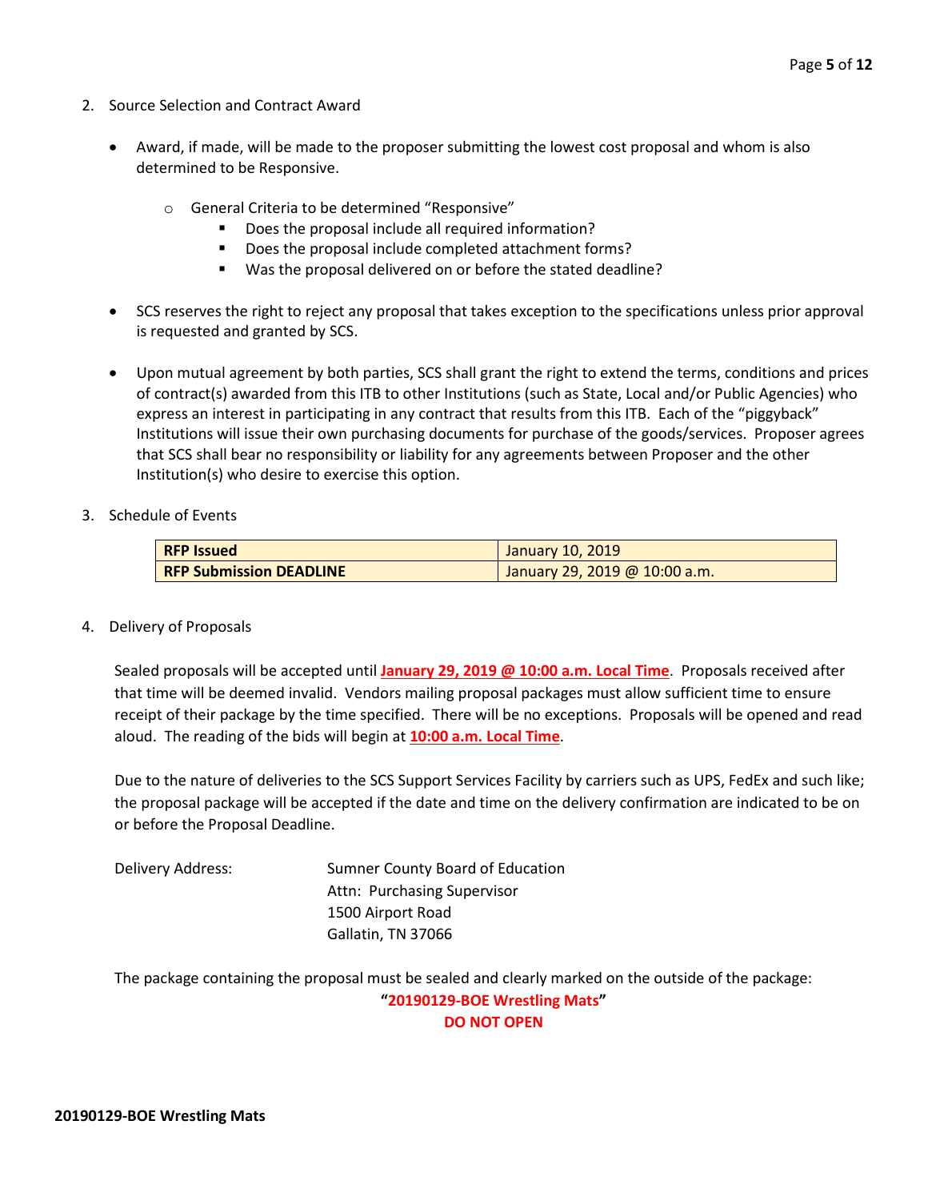2. Source Selection and Contract Award

- Award, if made, will be made to the proposer submitting the lowest cost proposal and whom is also determined to be Responsive.
  - General Criteria to be determined "Responsive"
    - Does the proposal include all required information?
    - Does the proposal include completed attachment forms?
    - Was the proposal delivered on or before the stated deadline?
- SCS reserves the right to reject any proposal that takes exception to the specifications unless prior approval is requested and granted by SCS.
- Upon mutual agreement by both parties, SCS shall grant the right to extend the terms, conditions and prices of contract(s) awarded from this ITB to other Institutions (such as State, Local and/or Public Agencies) who express an interest in participating in any contract that results from this ITB. Each of the "piggyback" Institutions will issue their own purchasing documents for purchase of the goods/services. Proposer agrees that SCS shall bear no responsibility or liability for any agreements between Proposer and the other Institution(s) who desire to exercise this option.

3. Schedule of Events

| **RFP Issued** | January 10, 2019 |
|---|---|
| **RFP Submission DEADLINE** | January 29, 2019 @ 10:00 a.m. |

4. Delivery of Proposals

Sealed proposals will be accepted until **January 29, 2019 @ 10:00 a.m. Local Time**. Proposals received after that time will be deemed invalid. Vendors mailing proposal packages must allow sufficient time to ensure receipt of their package by the time specified. There will be no exceptions. Proposals will be opened and read aloud. The reading of the bids will begin at **10:00 a.m. Local Time**.

Due to the nature of deliveries to the SCS Support Services Facility by carriers such as UPS, FedEx and such like; the proposal package will be accepted if the date and time on the delivery confirmation are indicated to be on or before the Proposal Deadline.

Delivery Address: Sumner County Board of Education
Attn: Purchasing Supervisor
1500 Airport Road
Gallatin, TN 37066

The package containing the proposal must be sealed and clearly marked on the outside of the package:

**"20190129-BOE Wrestling Mats"**
**DO NOT OPEN**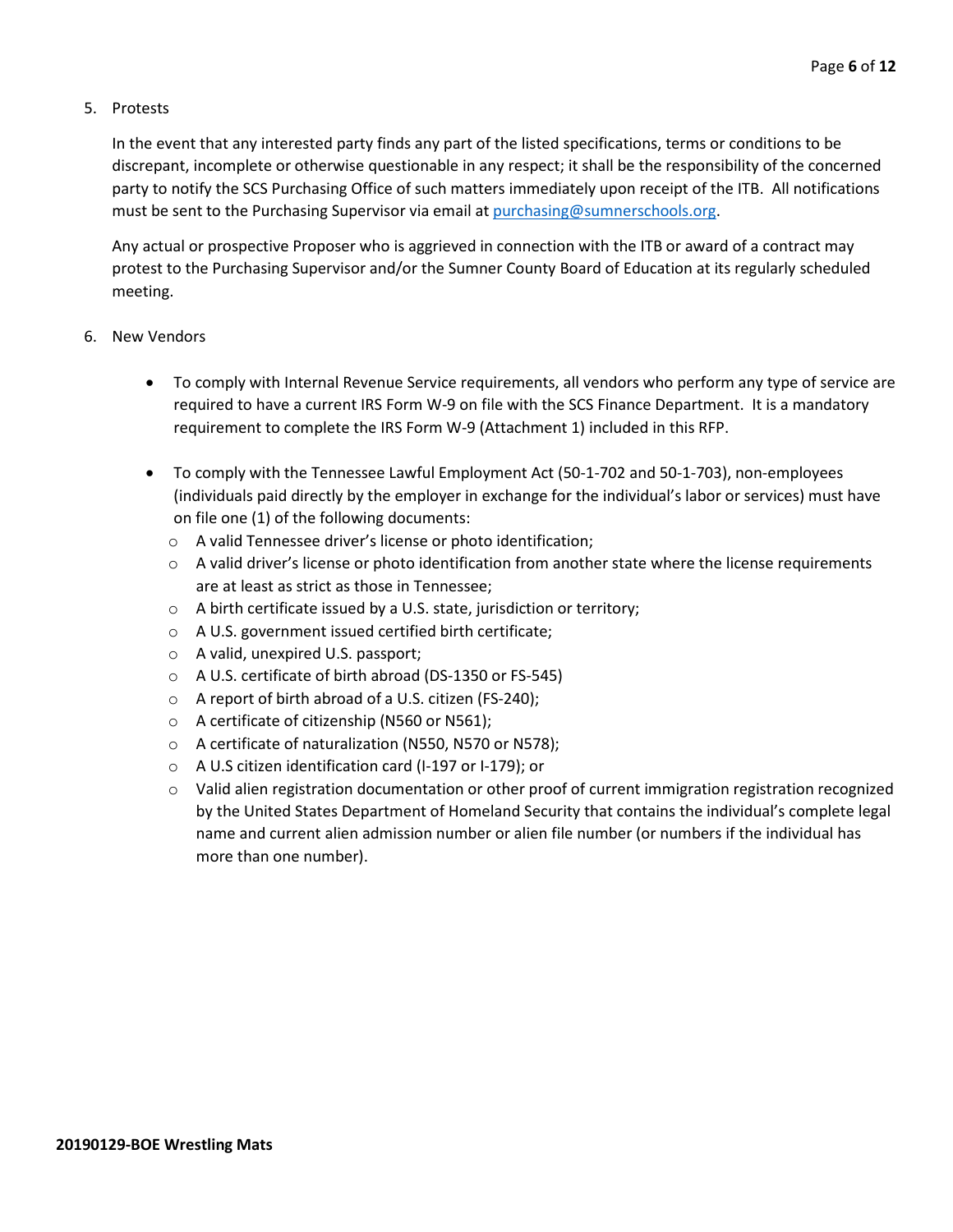5. Protests

   In the event that any interested party finds any part of the listed specifications, terms or conditions to be discrepant, incomplete or otherwise questionable in any respect; it shall be the responsibility of the concerned party to notify the SCS Purchasing Office of such matters immediately upon receipt of the ITB. All notifications must be sent to the Purchasing Supervisor via email at [purchasing@sumnerschools.org](mailto:purchasing@sumnerschools.org).

   Any actual or prospective Proposer who is aggrieved in connection with the ITB or award of a contract may protest to the Purchasing Supervisor and/or the Sumner County Board of Education at its regularly scheduled meeting.

6. New Vendors

   - To comply with Internal Revenue Service requirements, all vendors who perform any type of service are required to have a current IRS Form W-9 on file with the SCS Finance Department. It is a mandatory requirement to complete the IRS Form W-9 (Attachment 1) included in this RFP.

   - To comply with the Tennessee Lawful Employment Act (50-1-702 and 50-1-703), non-employees (individuals paid directly by the employer in exchange for the individual's labor or services) must have on file one (1) of the following documents:
     - A valid Tennessee driver's license or photo identification;
     - A valid driver's license or photo identification from another state where the license requirements are at least as strict as those in Tennessee;
     - A birth certificate issued by a U.S. state, jurisdiction or territory;
     - A U.S. government issued certified birth certificate;
     - A valid, unexpired U.S. passport;
     - A U.S. certificate of birth abroad (DS-1350 or FS-545)
     - A report of birth abroad of a U.S. citizen (FS-240);
     - A certificate of citizenship (N560 or N561);
     - A certificate of naturalization (N550, N570 or N578);
     - A U.S citizen identification card (I-197 or I-179); or
     - Valid alien registration documentation or other proof of current immigration registration recognized by the United States Department of Homeland Security that contains the individual's complete legal name and current alien admission number or alien file number (or numbers if the individual has more than one number).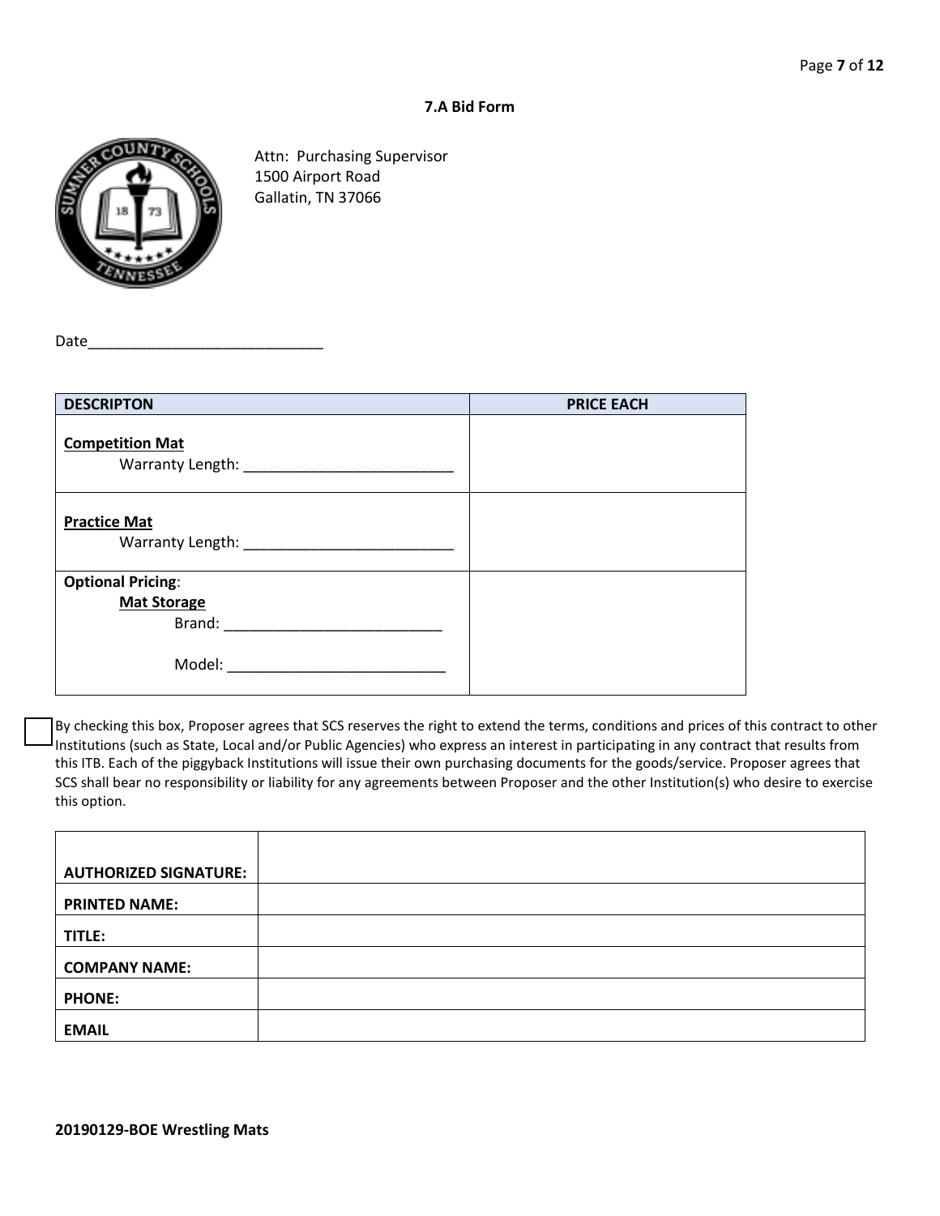## 7.A Bid Form

Attn: Purchasing Supervisor
1500 Airport Road
Gallatin, TN 37066

Date____________________________

| DESCRIPTON | PRICE EACH |
|---|---|
| **Competition Mat**<br>Warranty Length: _________________________ | |
| **Practice Mat**<br>Warranty Length: _________________________ | |
| **Optional Pricing**:<br>**Mat Storage**<br>Brand: __________________________<br>Model: __________________________ | |

☐ By checking this box, Proposer agrees that SCS reserves the right to extend the terms, conditions and prices of this contract to other Institutions (such as State, Local and/or Public Agencies) who express an interest in participating in any contract that results from this ITB. Each of the piggyback Institutions will issue their own purchasing documents for the goods/service. Proposer agrees that SCS shall bear no responsibility or liability for any agreements between Proposer and the other Institution(s) who desire to exercise this option.

| | |
|---|---|
| **AUTHORIZED SIGNATURE:** | |
| **PRINTED NAME:** | |
| **TITLE:** | |
| **COMPANY NAME:** | |
| **PHONE:** | |
| **EMAIL** | |

**20190129-BOE Wrestling Mats**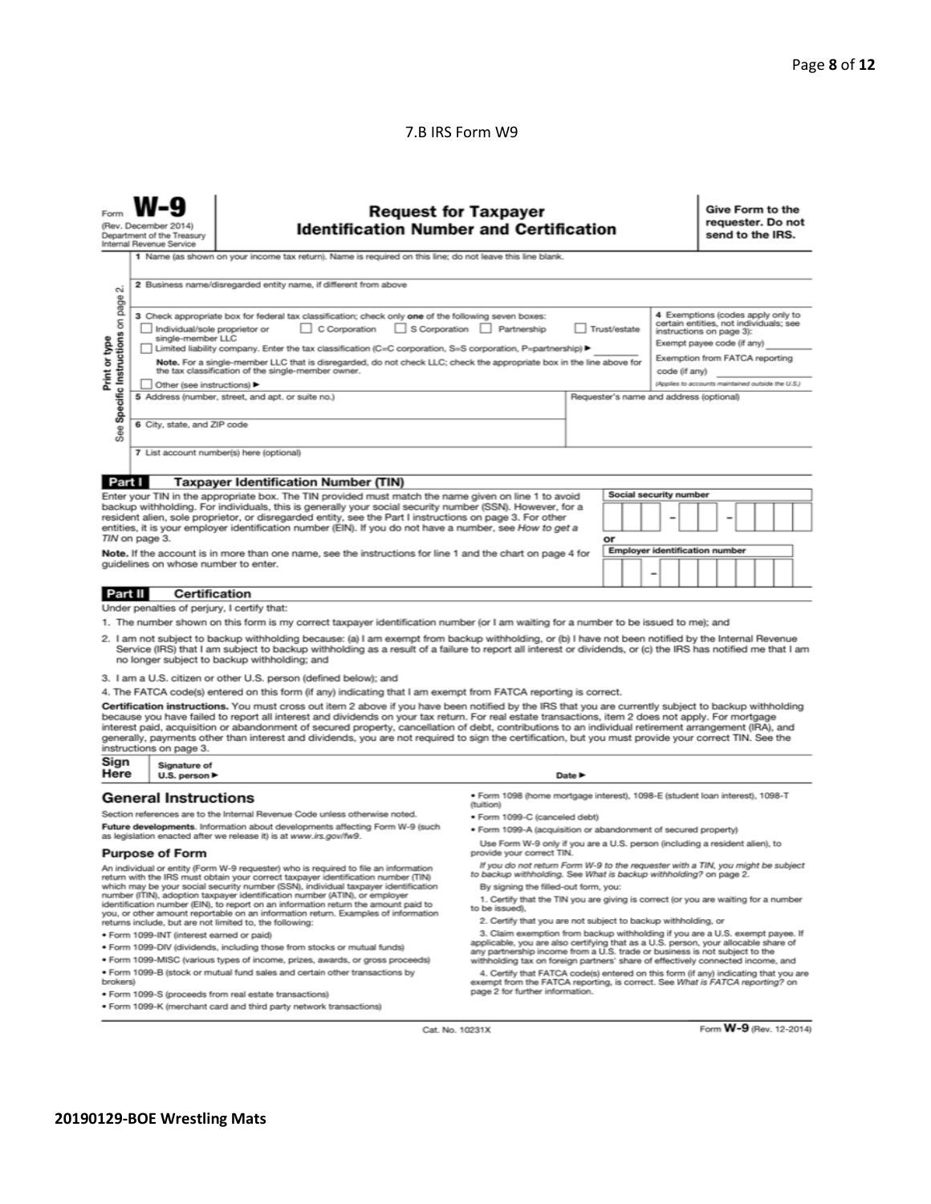7.B IRS Form W9

Form **W-9**
(Rev. December 2014)
Department of the Treasury
Internal Revenue Service

# Request for Taxpayer Identification Number and Certification

**Give Form to the requester. Do not send to the IRS.**

Print or type
See **Specific Instructions** on page 2.

1 Name (as shown on your income tax return). Name is required on this line; do not leave this line blank.

2 Business name/disregarded entity name, if different from above

3 Check appropriate box for federal tax classification; check only **one** of the following seven boxes:
☐ Individual/sole proprietor or single-member LLC ☐ C Corporation ☐ S Corporation ☐ Partnership ☐ Trust/estate
☐ Limited liability company. Enter the tax classification (C=C corporation, S=S corporation, P=partnership) ▶ ________
**Note.** For a single-member LLC that is disregarded, do not check LLC; check the appropriate box in the line above for the tax classification of the single-member owner.
☐ Other (see instructions) ▶

4 Exemptions (codes apply only to certain entities, not individuals; see instructions on page 3):
Exempt payee code (if any) ________
Exemption from FATCA reporting code (if any) ________
*(Applies to accounts maintained outside the U.S.)*

5 Address (number, street, and apt. or suite no.)

Requester's name and address (optional)

6 City, state, and ZIP code

7 List account number(s) here (optional)

## Part I Taxpayer Identification Number (TIN)

Enter your TIN in the appropriate box. The TIN provided must match the name given on line 1 to avoid backup withholding. For individuals, this is generally your social security number (SSN). However, for a resident alien, sole proprietor, or disregarded entity, see the Part I instructions on page 3. For other entities, it is your employer identification number (EIN). If you do not have a number, see *How to get a TIN* on page 3.

**Note.** If the account is in more than one name, see the instructions for line 1 and the chart on page 4 for guidelines on whose number to enter.

Social security number
[ ][ ][ ] – [ ][ ] – [ ][ ][ ][ ]

or

Employer identification number
[ ][ ] – [ ][ ][ ][ ][ ][ ][ ]

## Part II Certification

Under penalties of perjury, I certify that:

1. The number shown on this form is my correct taxpayer identification number (or I am waiting for a number to be issued to me); and
2. I am not subject to backup withholding because: (a) I am exempt from backup withholding, or (b) I have not been notified by the Internal Revenue Service (IRS) that I am subject to backup withholding as a result of a failure to report all interest or dividends, or (c) the IRS has notified me that I am no longer subject to backup withholding; and
3. I am a U.S. citizen or other U.S. person (defined below); and
4. The FATCA code(s) entered on this form (if any) indicating that I am exempt from FATCA reporting is correct.

**Certification instructions.** You must cross out item 2 above if you have been notified by the IRS that you are currently subject to backup withholding because you have failed to report all interest and dividends on your tax return. For real estate transactions, item 2 does not apply. For mortgage interest paid, acquisition or abandonment of secured property, cancellation of debt, contributions to an individual retirement arrangement (IRA), and generally, payments other than interest and dividends, you are not required to sign the certification, but you must provide your correct TIN. See the instructions on page 3.

**Sign Here** Signature of U.S. person ▶ Date ▶

## General Instructions

Section references are to the Internal Revenue Code unless otherwise noted.

**Future developments.** Information about developments affecting Form W-9 (such as legislation enacted after we release it) is at *www.irs.gov/fw9*.

### Purpose of Form

An individual or entity (Form W-9 requester) who is required to file an information return with the IRS must obtain your correct taxpayer identification number (TIN) which may be your social security number (SSN), individual taxpayer identification number (ITIN), adoption taxpayer identification number (ATIN), or employer identification number (EIN), to report on an information return the amount paid to you, or other amount reportable on an information return. Examples of information returns include, but are not limited to, the following:

- Form 1099-INT (interest earned or paid)
- Form 1099-DIV (dividends, including those from stocks or mutual funds)
- Form 1099-MISC (various types of income, prizes, awards, or gross proceeds)
- Form 1099-B (stock or mutual fund sales and certain other transactions by brokers)
- Form 1099-S (proceeds from real estate transactions)
- Form 1099-K (merchant card and third party network transactions)
- Form 1098 (home mortgage interest), 1098-E (student loan interest), 1098-T (tuition)
- Form 1099-C (canceled debt)
- Form 1099-A (acquisition or abandonment of secured property)

Use Form W-9 only if you are a U.S. person (including a resident alien), to provide your correct TIN.

*If you do not return Form W-9 to the requester with a TIN, you might be subject to backup withholding. See What is backup withholding? on page 2.*

By signing the filled-out form, you:

1. Certify that the TIN you are giving is correct (or you are waiting for a number to be issued),
2. Certify that you are not subject to backup withholding, or
3. Claim exemption from backup withholding if you are a U.S. exempt payee. If applicable, you are also certifying that as a U.S. person, your allocable share of any partnership income from a U.S. trade or business is not subject to the withholding tax on foreign partners' share of effectively connected income, and
4. Certify that FATCA code(s) entered on this form (if any) indicating that you are exempt from the FATCA reporting, is correct. See *What is FATCA reporting?* on page 2 for further information.

Cat. No. 10231X Form **W-9** (Rev. 12-2014)

**20190129-BOE Wrestling Mats**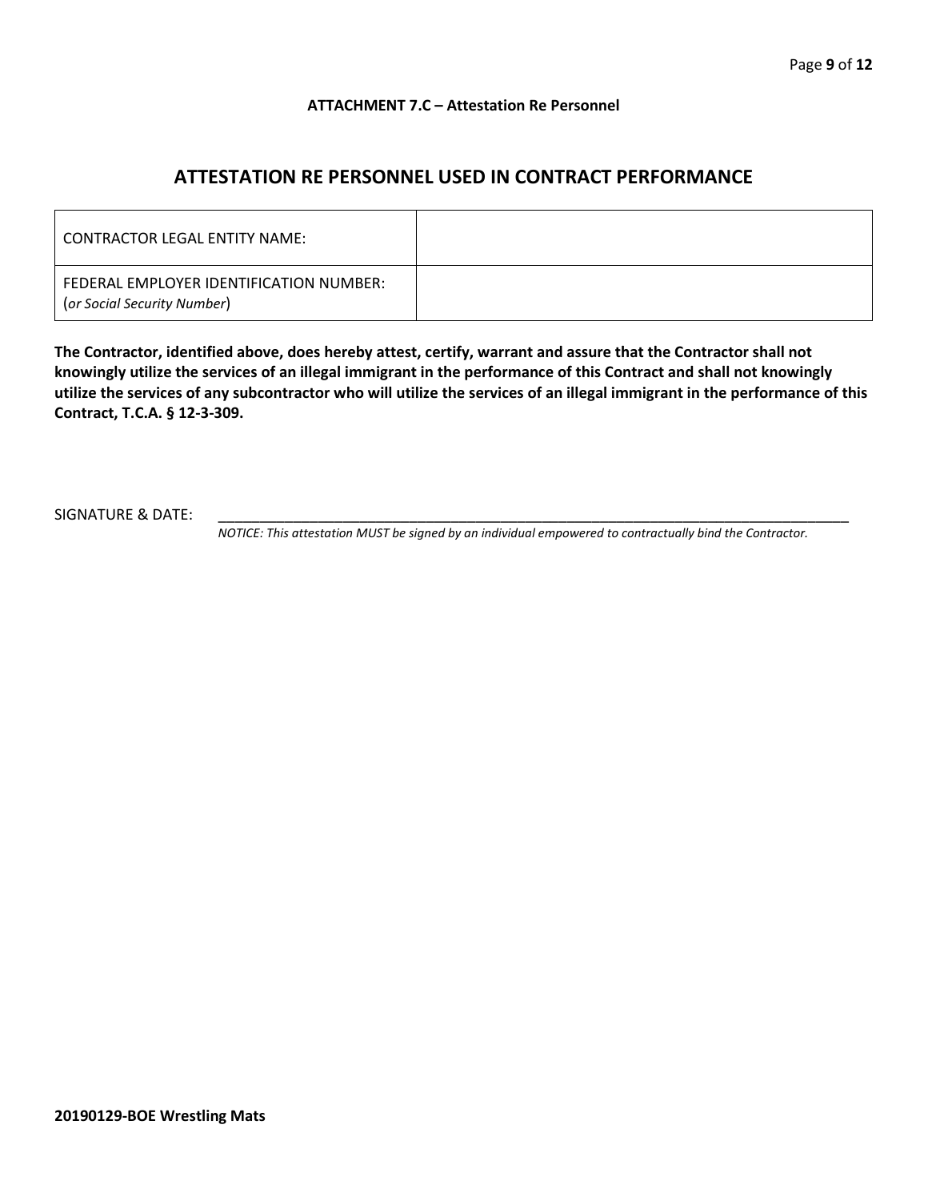**ATTACHMENT 7.C – Attestation Re Personnel**

## ATTESTATION RE PERSONNEL USED IN CONTRACT PERFORMANCE

| CONTRACTOR LEGAL ENTITY NAME: | |
|---|---|
| FEDERAL EMPLOYER IDENTIFICATION NUMBER: (*or Social Security Number*) | |

**The Contractor, identified above, does hereby attest, certify, warrant and assure that the Contractor shall not knowingly utilize the services of an illegal immigrant in the performance of this Contract and shall not knowingly utilize the services of any subcontractor who will utilize the services of an illegal immigrant in the performance of this Contract, T.C.A. § 12-3-309.**

SIGNATURE & DATE: ____________________________________________________________________________

*NOTICE: This attestation MUST be signed by an individual empowered to contractually bind the Contractor.*

**20190129-BOE Wrestling Mats**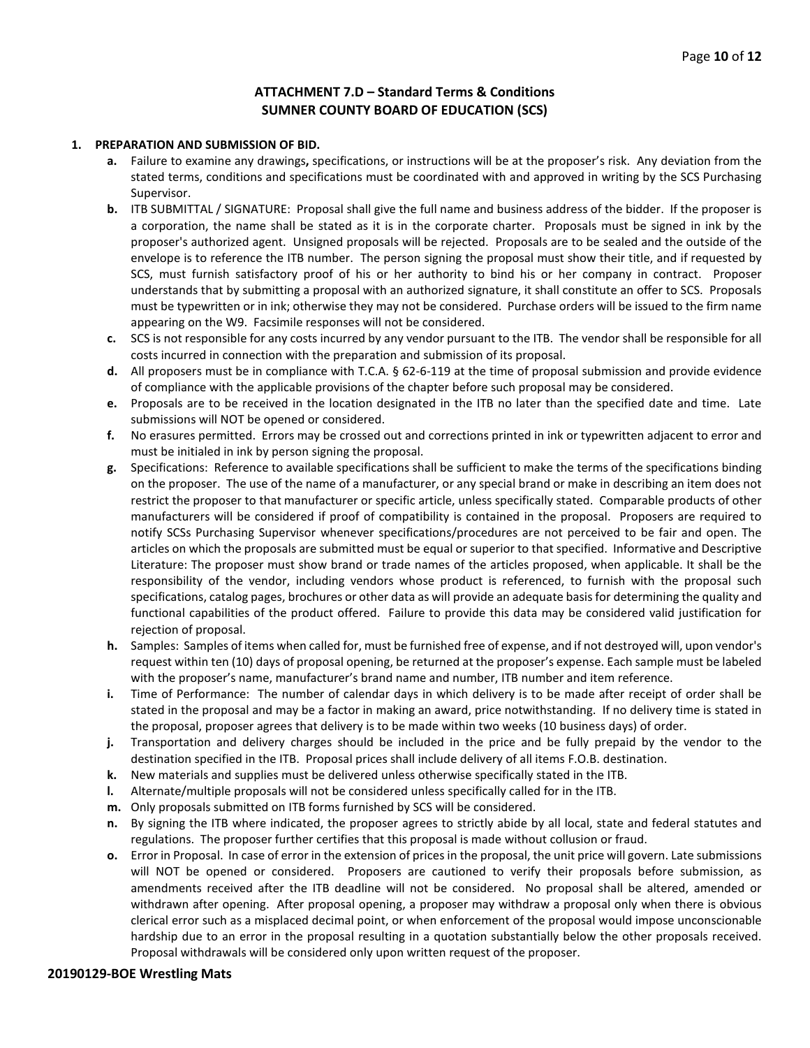## ATTACHMENT 7.D – Standard Terms & Conditions
## SUMNER COUNTY BOARD OF EDUCATION (SCS)

1. **PREPARATION AND SUBMISSION OF BID.**
   - **a.** Failure to examine any drawings**,** specifications, or instructions will be at the proposer's risk. Any deviation from the stated terms, conditions and specifications must be coordinated with and approved in writing by the SCS Purchasing Supervisor.
   - **b.** ITB SUBMITTAL / SIGNATURE: Proposal shall give the full name and business address of the bidder. If the proposer is a corporation, the name shall be stated as it is in the corporate charter. Proposals must be signed in ink by the proposer's authorized agent. Unsigned proposals will be rejected. Proposals are to be sealed and the outside of the envelope is to reference the ITB number. The person signing the proposal must show their title, and if requested by SCS, must furnish satisfactory proof of his or her authority to bind his or her company in contract. Proposer understands that by submitting a proposal with an authorized signature, it shall constitute an offer to SCS. Proposals must be typewritten or in ink; otherwise they may not be considered. Purchase orders will be issued to the firm name appearing on the W9. Facsimile responses will not be considered.
   - **c.** SCS is not responsible for any costs incurred by any vendor pursuant to the ITB. The vendor shall be responsible for all costs incurred in connection with the preparation and submission of its proposal.
   - **d.** All proposers must be in compliance with T.C.A. § 62-6-119 at the time of proposal submission and provide evidence of compliance with the applicable provisions of the chapter before such proposal may be considered.
   - **e.** Proposals are to be received in the location designated in the ITB no later than the specified date and time. Late submissions will NOT be opened or considered.
   - **f.** No erasures permitted. Errors may be crossed out and corrections printed in ink or typewritten adjacent to error and must be initialed in ink by person signing the proposal.
   - **g.** Specifications: Reference to available specifications shall be sufficient to make the terms of the specifications binding on the proposer. The use of the name of a manufacturer, or any special brand or make in describing an item does not restrict the proposer to that manufacturer or specific article, unless specifically stated. Comparable products of other manufacturers will be considered if proof of compatibility is contained in the proposal. Proposers are required to notify SCSs Purchasing Supervisor whenever specifications/procedures are not perceived to be fair and open. The articles on which the proposals are submitted must be equal or superior to that specified. Informative and Descriptive Literature: The proposer must show brand or trade names of the articles proposed, when applicable. It shall be the responsibility of the vendor, including vendors whose product is referenced, to furnish with the proposal such specifications, catalog pages, brochures or other data as will provide an adequate basis for determining the quality and functional capabilities of the product offered. Failure to provide this data may be considered valid justification for rejection of proposal.
   - **h.** Samples: Samples of items when called for, must be furnished free of expense, and if not destroyed will, upon vendor's request within ten (10) days of proposal opening, be returned at the proposer's expense. Each sample must be labeled with the proposer's name, manufacturer's brand name and number, ITB number and item reference.
   - **i.** Time of Performance: The number of calendar days in which delivery is to be made after receipt of order shall be stated in the proposal and may be a factor in making an award, price notwithstanding. If no delivery time is stated in the proposal, proposer agrees that delivery is to be made within two weeks (10 business days) of order.
   - **j.** Transportation and delivery charges should be included in the price and be fully prepaid by the vendor to the destination specified in the ITB. Proposal prices shall include delivery of all items F.O.B. destination.
   - **k.** New materials and supplies must be delivered unless otherwise specifically stated in the ITB.
   - **l.** Alternate/multiple proposals will not be considered unless specifically called for in the ITB.
   - **m.** Only proposals submitted on ITB forms furnished by SCS will be considered.
   - **n.** By signing the ITB where indicated, the proposer agrees to strictly abide by all local, state and federal statutes and regulations. The proposer further certifies that this proposal is made without collusion or fraud.
   - **o.** Error in Proposal. In case of error in the extension of prices in the proposal, the unit price will govern. Late submissions will NOT be opened or considered. Proposers are cautioned to verify their proposals before submission, as amendments received after the ITB deadline will not be considered. No proposal shall be altered, amended or withdrawn after opening. After proposal opening, a proposer may withdraw a proposal only when there is obvious clerical error such as a misplaced decimal point, or when enforcement of the proposal would impose unconscionable hardship due to an error in the proposal resulting in a quotation substantially below the other proposals received. Proposal withdrawals will be considered only upon written request of the proposer.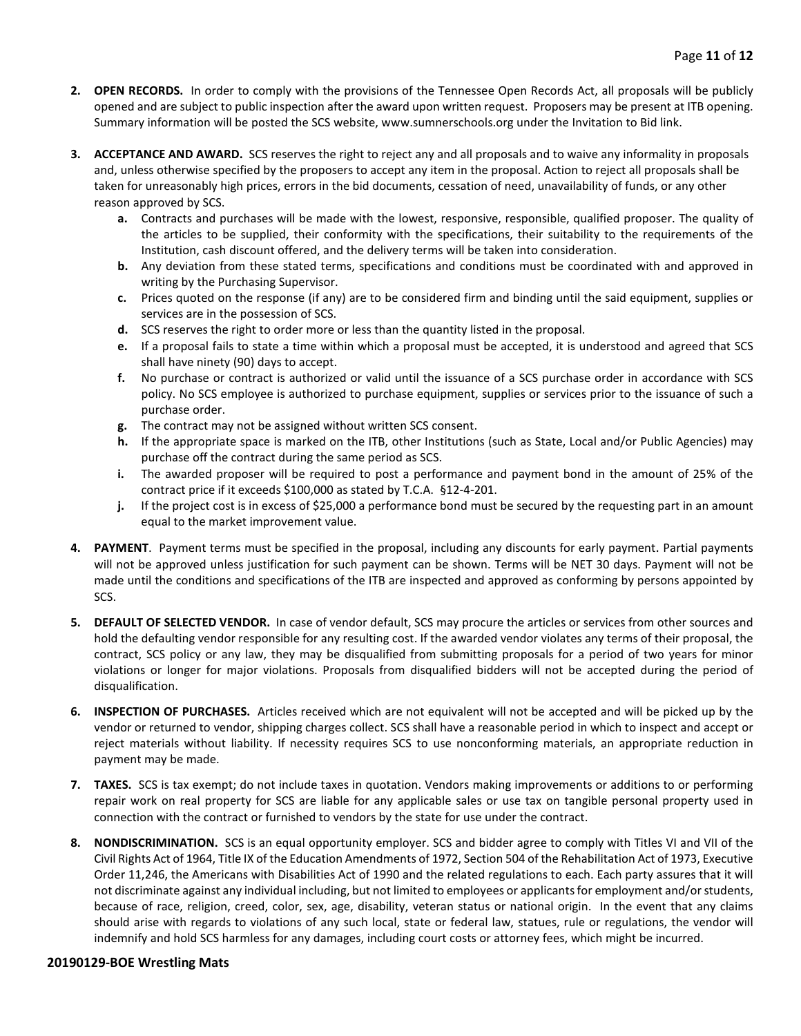2. **OPEN RECORDS.** In order to comply with the provisions of the Tennessee Open Records Act, all proposals will be publicly opened and are subject to public inspection after the award upon written request. Proposers may be present at ITB opening. Summary information will be posted the SCS website, www.sumnerschools.org under the Invitation to Bid link.

3. **ACCEPTANCE AND AWARD.** SCS reserves the right to reject any and all proposals and to waive any informality in proposals and, unless otherwise specified by the proposers to accept any item in the proposal. Action to reject all proposals shall be taken for unreasonably high prices, errors in the bid documents, cessation of need, unavailability of funds, or any other reason approved by SCS.
   - **a.** Contracts and purchases will be made with the lowest, responsive, responsible, qualified proposer. The quality of the articles to be supplied, their conformity with the specifications, their suitability to the requirements of the Institution, cash discount offered, and the delivery terms will be taken into consideration.
   - **b.** Any deviation from these stated terms, specifications and conditions must be coordinated with and approved in writing by the Purchasing Supervisor.
   - **c.** Prices quoted on the response (if any) are to be considered firm and binding until the said equipment, supplies or services are in the possession of SCS.
   - **d.** SCS reserves the right to order more or less than the quantity listed in the proposal.
   - **e.** If a proposal fails to state a time within which a proposal must be accepted, it is understood and agreed that SCS shall have ninety (90) days to accept.
   - **f.** No purchase or contract is authorized or valid until the issuance of a SCS purchase order in accordance with SCS policy. No SCS employee is authorized to purchase equipment, supplies or services prior to the issuance of such a purchase order.
   - **g.** The contract may not be assigned without written SCS consent.
   - **h.** If the appropriate space is marked on the ITB, other Institutions (such as State, Local and/or Public Agencies) may purchase off the contract during the same period as SCS.
   - **i.** The awarded proposer will be required to post a performance and payment bond in the amount of 25% of the contract price if it exceeds $100,000 as stated by T.C.A. §12-4-201.
   - **j.** If the project cost is in excess of $25,000 a performance bond must be secured by the requesting part in an amount equal to the market improvement value.

4. **PAYMENT**. Payment terms must be specified in the proposal, including any discounts for early payment. Partial payments will not be approved unless justification for such payment can be shown. Terms will be NET 30 days. Payment will not be made until the conditions and specifications of the ITB are inspected and approved as conforming by persons appointed by SCS.

5. **DEFAULT OF SELECTED VENDOR.** In case of vendor default, SCS may procure the articles or services from other sources and hold the defaulting vendor responsible for any resulting cost. If the awarded vendor violates any terms of their proposal, the contract, SCS policy or any law, they may be disqualified from submitting proposals for a period of two years for minor violations or longer for major violations. Proposals from disqualified bidders will not be accepted during the period of disqualification.

6. **INSPECTION OF PURCHASES.** Articles received which are not equivalent will not be accepted and will be picked up by the vendor or returned to vendor, shipping charges collect. SCS shall have a reasonable period in which to inspect and accept or reject materials without liability. If necessity requires SCS to use nonconforming materials, an appropriate reduction in payment may be made.

7. **TAXES.** SCS is tax exempt; do not include taxes in quotation. Vendors making improvements or additions to or performing repair work on real property for SCS are liable for any applicable sales or use tax on tangible personal property used in connection with the contract or furnished to vendors by the state for use under the contract.

8. **NONDISCRIMINATION.** SCS is an equal opportunity employer. SCS and bidder agree to comply with Titles VI and VII of the Civil Rights Act of 1964, Title IX of the Education Amendments of 1972, Section 504 of the Rehabilitation Act of 1973, Executive Order 11,246, the Americans with Disabilities Act of 1990 and the related regulations to each. Each party assures that it will not discriminate against any individual including, but not limited to employees or applicants for employment and/or students, because of race, religion, creed, color, sex, age, disability, veteran status or national origin. In the event that any claims should arise with regards to violations of any such local, state or federal law, statues, rule or regulations, the vendor will indemnify and hold SCS harmless for any damages, including court costs or attorney fees, which might be incurred.

**20190129-BOE Wrestling Mats**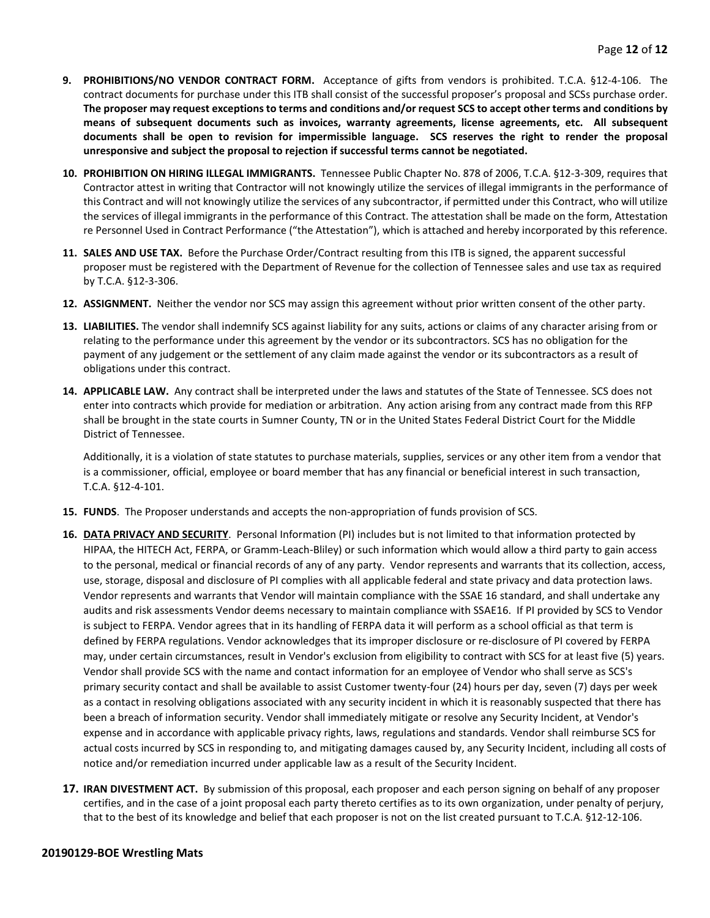9. **PROHIBITIONS/NO VENDOR CONTRACT FORM.** Acceptance of gifts from vendors is prohibited. T.C.A. §12-4-106. The contract documents for purchase under this ITB shall consist of the successful proposer's proposal and SCSs purchase order. **The proposer may request exceptions to terms and conditions and/or request SCS to accept other terms and conditions by means of subsequent documents such as invoices, warranty agreements, license agreements, etc. All subsequent documents shall be open to revision for impermissible language. SCS reserves the right to render the proposal unresponsive and subject the proposal to rejection if successful terms cannot be negotiated.**

10. **PROHIBITION ON HIRING ILLEGAL IMMIGRANTS.** Tennessee Public Chapter No. 878 of 2006, T.C.A. §12-3-309, requires that Contractor attest in writing that Contractor will not knowingly utilize the services of illegal immigrants in the performance of this Contract and will not knowingly utilize the services of any subcontractor, if permitted under this Contract, who will utilize the services of illegal immigrants in the performance of this Contract. The attestation shall be made on the form, Attestation re Personnel Used in Contract Performance ("the Attestation"), which is attached and hereby incorporated by this reference.

11. **SALES AND USE TAX.** Before the Purchase Order/Contract resulting from this ITB is signed, the apparent successful proposer must be registered with the Department of Revenue for the collection of Tennessee sales and use tax as required by T.C.A. §12-3-306.

12. **ASSIGNMENT.** Neither the vendor nor SCS may assign this agreement without prior written consent of the other party.

13. **LIABILITIES.** The vendor shall indemnify SCS against liability for any suits, actions or claims of any character arising from or relating to the performance under this agreement by the vendor or its subcontractors. SCS has no obligation for the payment of any judgement or the settlement of any claim made against the vendor or its subcontractors as a result of obligations under this contract.

14. **APPLICABLE LAW.** Any contract shall be interpreted under the laws and statutes of the State of Tennessee. SCS does not enter into contracts which provide for mediation or arbitration. Any action arising from any contract made from this RFP shall be brought in the state courts in Sumner County, TN or in the United States Federal District Court for the Middle District of Tennessee.

    Additionally, it is a violation of state statutes to purchase materials, supplies, services or any other item from a vendor that is a commissioner, official, employee or board member that has any financial or beneficial interest in such transaction, T.C.A. §12-4-101.

15. **FUNDS**. The Proposer understands and accepts the non-appropriation of funds provision of SCS.

16. **<u>DATA PRIVACY AND SECURITY</u>**. Personal Information (PI) includes but is not limited to that information protected by HIPAA, the HITECH Act, FERPA, or Gramm-Leach-Bliley) or such information which would allow a third party to gain access to the personal, medical or financial records of any of any party. Vendor represents and warrants that its collection, access, use, storage, disposal and disclosure of PI complies with all applicable federal and state privacy and data protection laws. Vendor represents and warrants that Vendor will maintain compliance with the SSAE 16 standard, and shall undertake any audits and risk assessments Vendor deems necessary to maintain compliance with SSAE16. If PI provided by SCS to Vendor is subject to FERPA. Vendor agrees that in its handling of FERPA data it will perform as a school official as that term is defined by FERPA regulations. Vendor acknowledges that its improper disclosure or re-disclosure of PI covered by FERPA may, under certain circumstances, result in Vendor's exclusion from eligibility to contract with SCS for at least five (5) years. Vendor shall provide SCS with the name and contact information for an employee of Vendor who shall serve as SCS's primary security contact and shall be available to assist Customer twenty-four (24) hours per day, seven (7) days per week as a contact in resolving obligations associated with any security incident in which it is reasonably suspected that there has been a breach of information security. Vendor shall immediately mitigate or resolve any Security Incident, at Vendor's expense and in accordance with applicable privacy rights, laws, regulations and standards. Vendor shall reimburse SCS for actual costs incurred by SCS in responding to, and mitigating damages caused by, any Security Incident, including all costs of notice and/or remediation incurred under applicable law as a result of the Security Incident.

17. **IRAN DIVESTMENT ACT.** By submission of this proposal, each proposer and each person signing on behalf of any proposer certifies, and in the case of a joint proposal each party thereto certifies as to its own organization, under penalty of perjury, that to the best of its knowledge and belief that each proposer is not on the list created pursuant to T.C.A. §12-12-106.